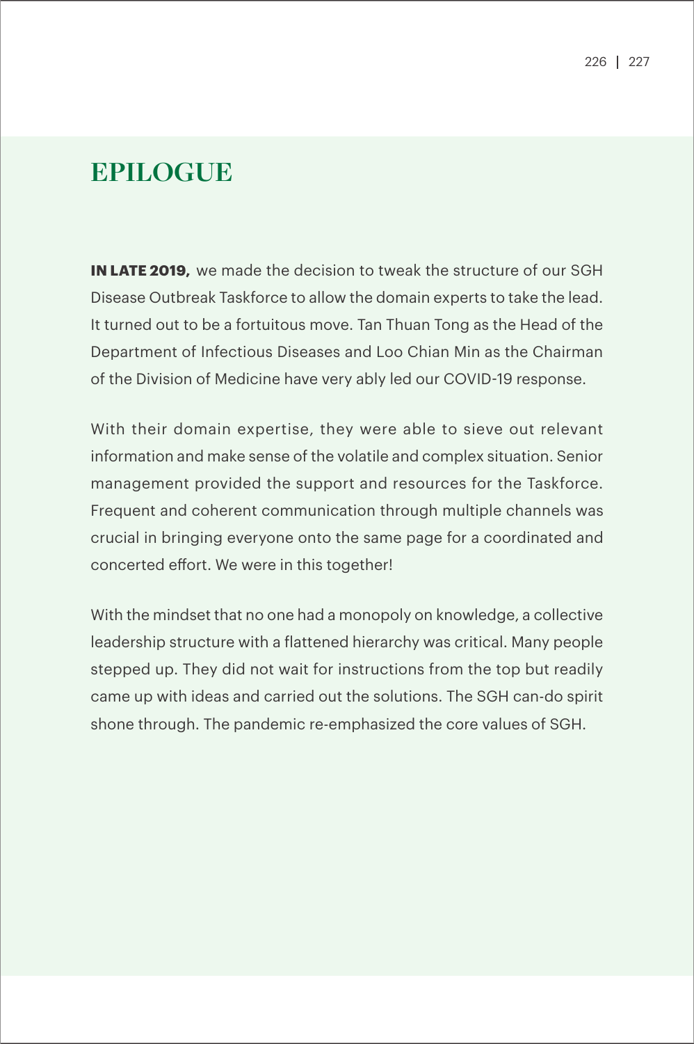# EPILOGUE

**IN LATE 2019,** we made the decision to tweak the structure of our SGH Disease Outbreak Taskforce to allow the domain experts to take the lead. It turned out to be a fortuitous move. Tan Thuan Tong as the Head of the Department of Infectious Diseases and Loo Chian Min as the Chairman of the Division of Medicine have very ably led our COVID-19 response.

With their domain expertise, they were able to sieve out relevant information and make sense of the volatile and complex situation. Senior management provided the support and resources for the Taskforce. Frequent and coherent communication through multiple channels was crucial in bringing everyone onto the same page for a coordinated and concerted effort. We were in this together!

With the mindset that no one had a monopoly on knowledge, a collective leadership structure with a flattened hierarchy was critical. Many people stepped up. They did not wait for instructions from the top but readily came up with ideas and carried out the solutions. The SGH can-do spirit shone through. The pandemic re-emphasized the core values of SGH.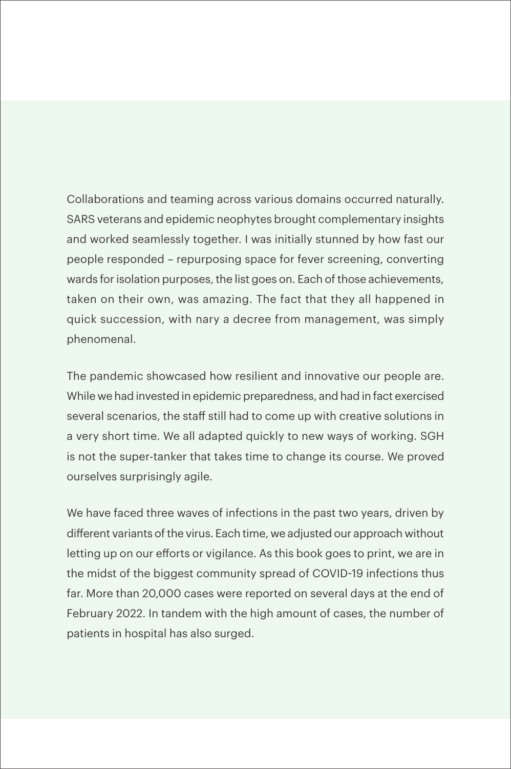Collaborations and teaming across various domains occurred naturally. SARS veterans and epidemic neophytes brought complementary insights and worked seamlessly together. I was initially stunned by how fast our people responded – repurposing space for fever screening, converting wards for isolation purposes, the list goes on. Each of those achievements, taken on their own, was amazing. The fact that they all happened in quick succession, with nary a decree from management, was simply phenomenal.

The pandemic showcased how resilient and innovative our people are. While we had invested in epidemic preparedness, and had in fact exercised several scenarios, the staff still had to come up with creative solutions in a very short time. We all adapted quickly to new ways of working. SGH is not the super-tanker that takes time to change its course. We proved ourselves surprisingly agile.

We have faced three waves of infections in the past two years, driven by different variants of the virus. Each time, we adjusted our approach without letting up on our efforts or vigilance. As this book goes to print, we are in the midst of the biggest community spread of COVID-19 infections thus far. More than 20,000 cases were reported on several days at the end of February 2022. In tandem with the high amount of cases, the number of patients in hospital has also surged.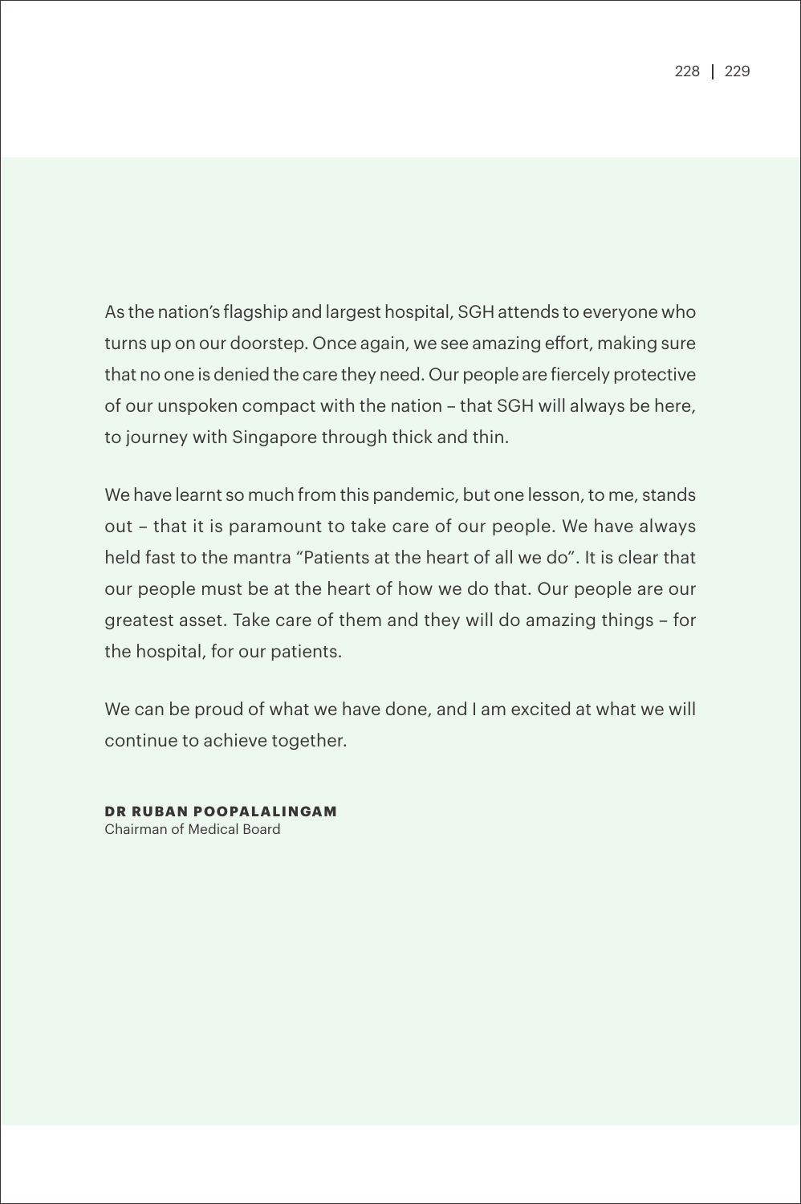As the nation's flagship and largest hospital, SGH attends to everyone who turns up on our doorstep. Once again, we see amazing effort, making sure that no one is denied the care they need. Our people are fiercely protective of our unspoken compact with the nation – that SGH will always be here, to journey with Singapore through thick and thin.

We have learnt so much from this pandemic, but one lesson, to me, stands out – that it is paramount to take care of our people. We have always held fast to the mantra "Patients at the heart of all we do". It is clear that our people must be at the heart of how we do that. Our people are our greatest asset. Take care of them and they will do amazing things – for the hospital, for our patients.

We can be proud of what we have done, and I am excited at what we will continue to achieve together.

**DR RUBAN POOPALALINGAM**
Chairman of Medical Board